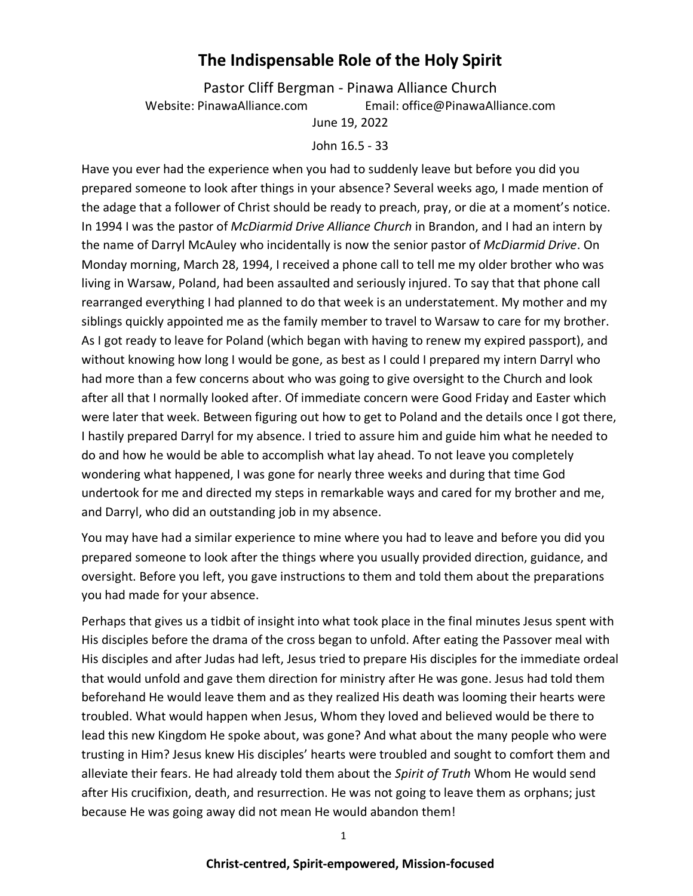# The Indispensable Role of the Holy Spirit

Pastor Cliff Bergman - Pinawa Alliance Church

Website: PinawaAlliance.com Email: office@PinawaAlliance.com

June 19, 2022

John 16.5 - 33

Have you ever had the experience when you had to suddenly leave but before you did you prepared someone to look after things in your absence? Several weeks ago, I made mention of the adage that a follower of Christ should be ready to preach, pray, or die at a moment's notice. In 1994 I was the pastor of *McDiarmid Drive Alliance Church* in Brandon, and I had an intern by the name of Darryl McAuley who incidentally is now the senior pastor of *McDiarmid Drive*. On Monday morning, March 28, 1994, I received a phone call to tell me my older brother who was living in Warsaw, Poland, had been assaulted and seriously injured. To say that that phone call rearranged everything I had planned to do that week is an understatement. My mother and my siblings quickly appointed me as the family member to travel to Warsaw to care for my brother. As I got ready to leave for Poland (which began with having to renew my expired passport), and without knowing how long I would be gone, as best as I could I prepared my intern Darryl who had more than a few concerns about who was going to give oversight to the Church and look after all that I normally looked after. Of immediate concern were Good Friday and Easter which were later that week. Between figuring out how to get to Poland and the details once I got there, I hastily prepared Darryl for my absence. I tried to assure him and guide him what he needed to do and how he would be able to accomplish what lay ahead. To not leave you completely wondering what happened, I was gone for nearly three weeks and during that time God undertook for me and directed my steps in remarkable ways and cared for my brother and me, and Darryl, who did an outstanding job in my absence.

You may have had a similar experience to mine where you had to leave and before you did you prepared someone to look after the things where you usually provided direction, guidance, and oversight. Before you left, you gave instructions to them and told them about the preparations you had made for your absence.

Perhaps that gives us a tidbit of insight into what took place in the final minutes Jesus spent with His disciples before the drama of the cross began to unfold. After eating the Passover meal with His disciples and after Judas had left, Jesus tried to prepare His disciples for the immediate ordeal that would unfold and gave them direction for ministry after He was gone. Jesus had told them beforehand He would leave them and as they realized His death was looming their hearts were troubled. What would happen when Jesus, Whom they loved and believed would be there to lead this new Kingdom He spoke about, was gone? And what about the many people who were trusting in Him? Jesus knew His disciples' hearts were troubled and sought to comfort them and alleviate their fears. He had already told them about the *Spirit of Truth* Whom He would send after His crucifixion, death, and resurrection. He was not going to leave them as orphans; just because He was going away did not mean He would abandon them!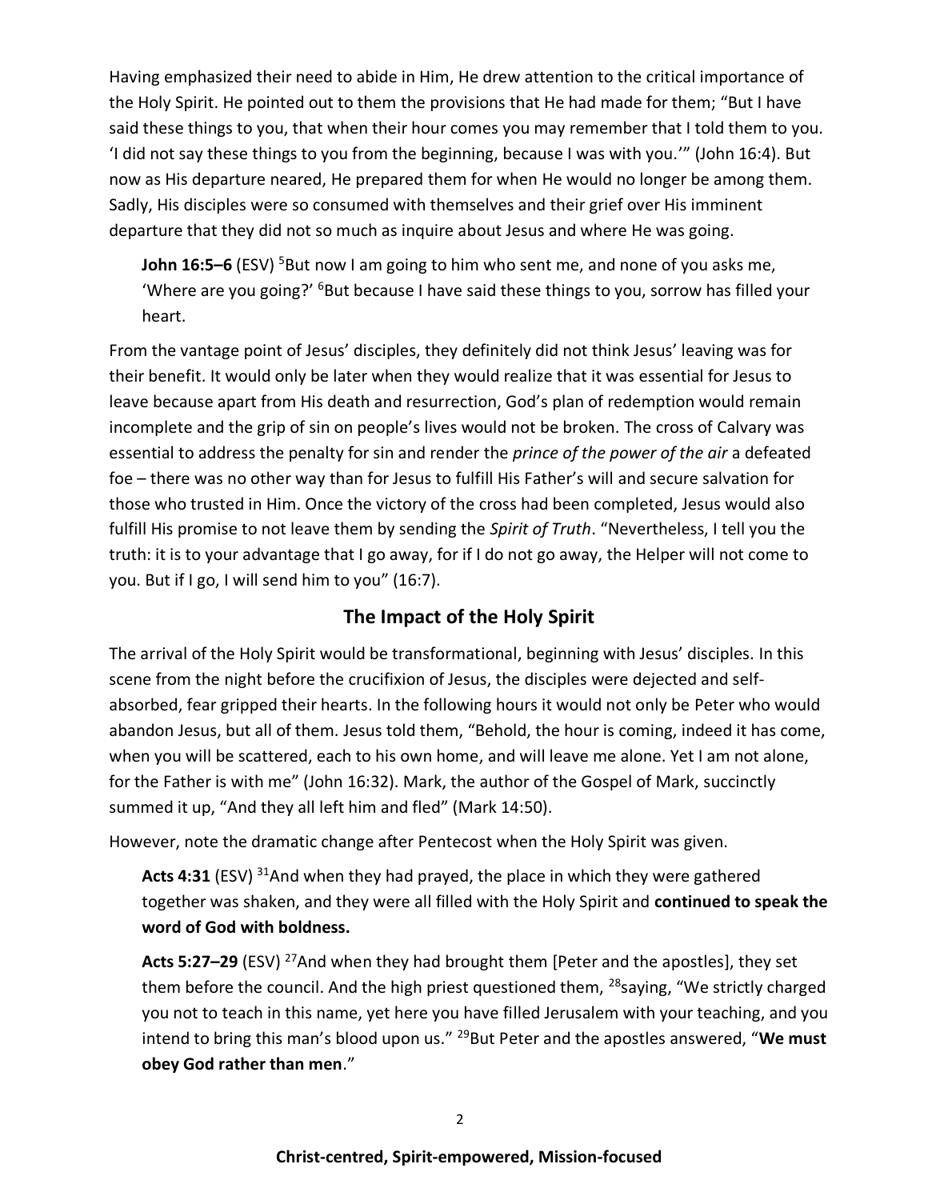Having emphasized their need to abide in Him, He drew attention to the critical importance of the Holy Spirit. He pointed out to them the provisions that He had made for them; "But I have said these things to you, that when their hour comes you may remember that I told them to you. 'I did not say these things to you from the beginning, because I was with you.'" (John 16:4). But now as His departure neared, He prepared them for when He would no longer be among them. Sadly, His disciples were so consumed with themselves and their grief over His imminent departure that they did not so much as inquire about Jesus and where He was going.

> **John 16:5–6** (ESV) [5]But now I am going to him who sent me, and none of you asks me, 'Where are you going?' [6]But because I have said these things to you, sorrow has filled your heart.

From the vantage point of Jesus' disciples, they definitely did not think Jesus' leaving was for their benefit. It would only be later when they would realize that it was essential for Jesus to leave because apart from His death and resurrection, God's plan of redemption would remain incomplete and the grip of sin on people's lives would not be broken. The cross of Calvary was essential to address the penalty for sin and render the *prince of the power of the air* a defeated foe – there was no other way than for Jesus to fulfill His Father's will and secure salvation for those who trusted in Him. Once the victory of the cross had been completed, Jesus would also fulfill His promise to not leave them by sending the *Spirit of Truth*. "Nevertheless, I tell you the truth: it is to your advantage that I go away, for if I do not go away, the Helper will not come to you. But if I go, I will send him to you" (16:7).

## The Impact of the Holy Spirit

The arrival of the Holy Spirit would be transformational, beginning with Jesus' disciples. In this scene from the night before the crucifixion of Jesus, the disciples were dejected and self-absorbed, fear gripped their hearts. In the following hours it would not only be Peter who would abandon Jesus, but all of them. Jesus told them, "Behold, the hour is coming, indeed it has come, when you will be scattered, each to his own home, and will leave me alone. Yet I am not alone, for the Father is with me" (John 16:32). Mark, the author of the Gospel of Mark, succinctly summed it up, "And they all left him and fled" (Mark 14:50).

However, note the dramatic change after Pentecost when the Holy Spirit was given.

> **Acts 4:31** (ESV) [31]And when they had prayed, the place in which they were gathered together was shaken, and they were all filled with the Holy Spirit and **continued to speak the word of God with boldness.**
>
> **Acts 5:27–29** (ESV) [27]And when they had brought them [Peter and the apostles], they set them before the council. And the high priest questioned them, [28]saying, "We strictly charged you not to teach in this name, yet here you have filled Jerusalem with your teaching, and you intend to bring this man's blood upon us." [29]But Peter and the apostles answered, "**We must obey God rather than men**."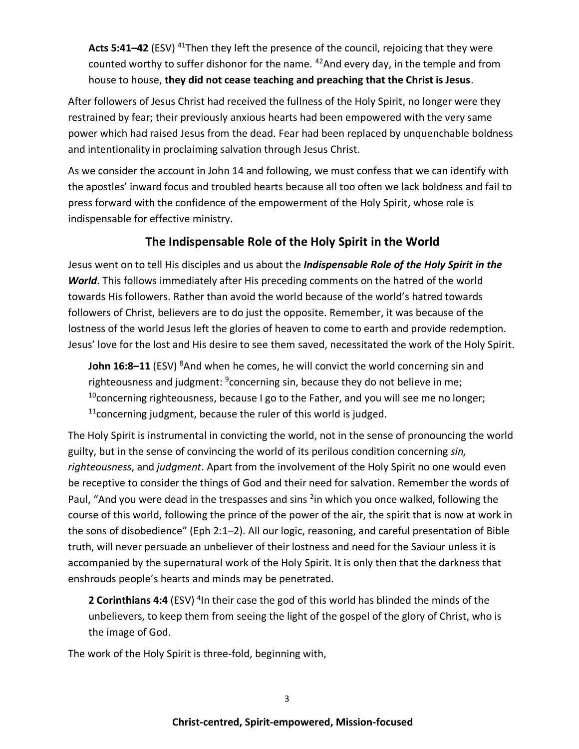**Acts 5:41–42** (ESV) [41]Then they left the presence of the council, rejoicing that they were counted worthy to suffer dishonor for the name. [42]And every day, in the temple and from house to house, **they did not cease teaching and preaching that the Christ is Jesus**.

After followers of Jesus Christ had received the fullness of the Holy Spirit, no longer were they restrained by fear; their previously anxious hearts had been empowered with the very same power which had raised Jesus from the dead. Fear had been replaced by unquenchable boldness and intentionality in proclaiming salvation through Jesus Christ.

As we consider the account in John 14 and following, we must confess that we can identify with the apostles' inward focus and troubled hearts because all too often we lack boldness and fail to press forward with the confidence of the empowerment of the Holy Spirit, whose role is indispensable for effective ministry.

## The Indispensable Role of the Holy Spirit in the World

Jesus went on to tell His disciples and us about the ***Indispensable Role of the Holy Spirit in the World***. This follows immediately after His preceding comments on the hatred of the world towards His followers. Rather than avoid the world because of the world's hatred towards followers of Christ, believers are to do just the opposite. Remember, it was because of the lostness of the world Jesus left the glories of heaven to come to earth and provide redemption. Jesus' love for the lost and His desire to see them saved, necessitated the work of the Holy Spirit.

**John 16:8–11** (ESV) [8]And when he comes, he will convict the world concerning sin and righteousness and judgment: [9]concerning sin, because they do not believe in me; [10]concerning righteousness, because I go to the Father, and you will see me no longer; [11]concerning judgment, because the ruler of this world is judged.

The Holy Spirit is instrumental in convicting the world, not in the sense of pronouncing the world guilty, but in the sense of convincing the world of its perilous condition concerning *sin, righteousness*, and *judgment*. Apart from the involvement of the Holy Spirit no one would even be receptive to consider the things of God and their need for salvation. Remember the words of Paul, "And you were dead in the trespasses and sins [2]in which you once walked, following the course of this world, following the prince of the power of the air, the spirit that is now at work in the sons of disobedience" (Eph 2:1–2). All our logic, reasoning, and careful presentation of Bible truth, will never persuade an unbeliever of their lostness and need for the Saviour unless it is accompanied by the supernatural work of the Holy Spirit. It is only then that the darkness that enshrouds people's hearts and minds may be penetrated.

**2 Corinthians 4:4** (ESV) [4]In their case the god of this world has blinded the minds of the unbelievers, to keep them from seeing the light of the gospel of the glory of Christ, who is the image of God.

The work of the Holy Spirit is three-fold, beginning with,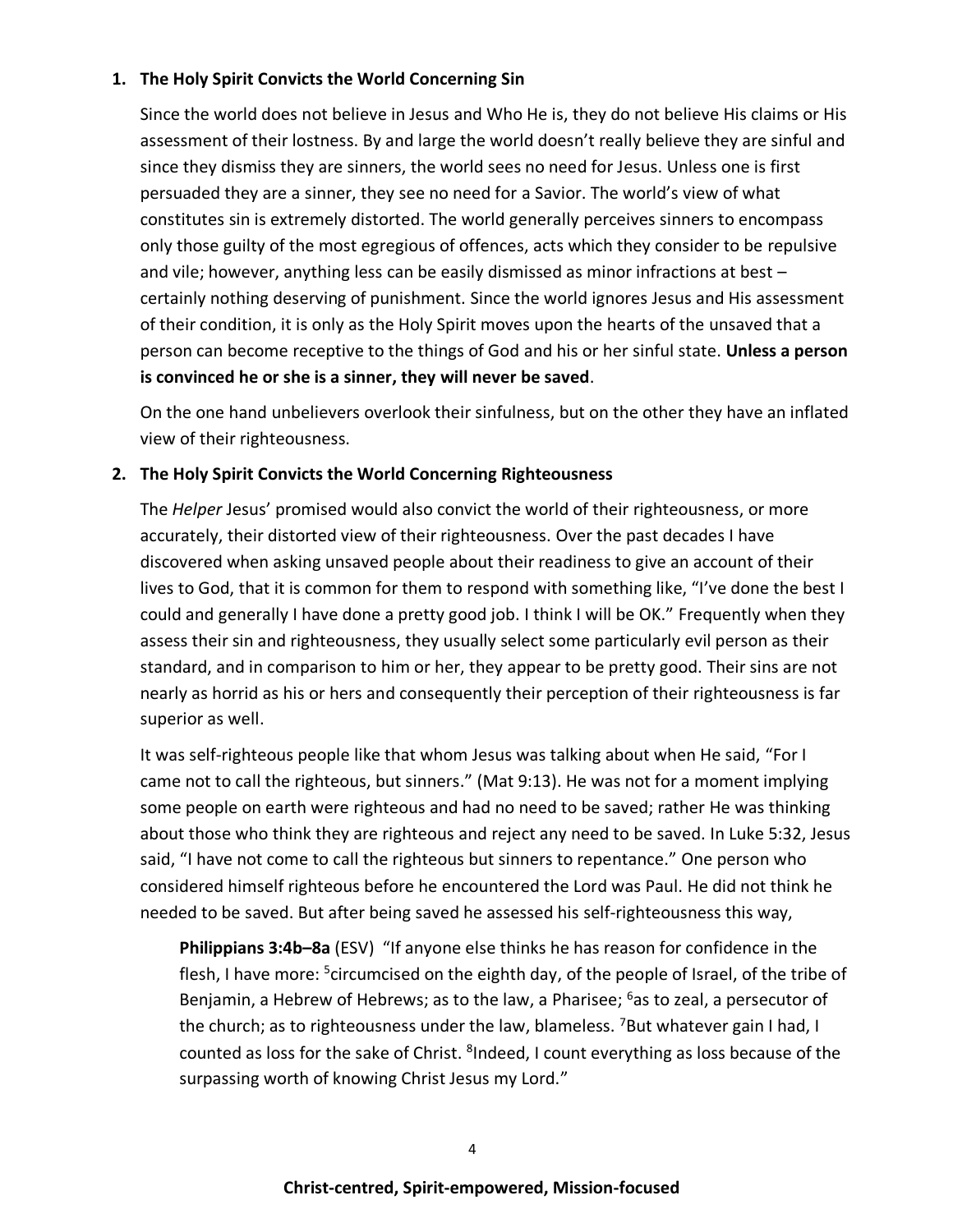**1. The Holy Spirit Convicts the World Concerning Sin**

Since the world does not believe in Jesus and Who He is, they do not believe His claims or His assessment of their lostness. By and large the world doesn't really believe they are sinful and since they dismiss they are sinners, the world sees no need for Jesus. Unless one is first persuaded they are a sinner, they see no need for a Savior. The world's view of what constitutes sin is extremely distorted. The world generally perceives sinners to encompass only those guilty of the most egregious of offences, acts which they consider to be repulsive and vile; however, anything less can be easily dismissed as minor infractions at best – certainly nothing deserving of punishment. Since the world ignores Jesus and His assessment of their condition, it is only as the Holy Spirit moves upon the hearts of the unsaved that a person can become receptive to the things of God and his or her sinful state. **Unless a person is convinced he or she is a sinner, they will never be saved**.

On the one hand unbelievers overlook their sinfulness, but on the other they have an inflated view of their righteousness.

**2. The Holy Spirit Convicts the World Concerning Righteousness**

The *Helper* Jesus' promised would also convict the world of their righteousness, or more accurately, their distorted view of their righteousness. Over the past decades I have discovered when asking unsaved people about their readiness to give an account of their lives to God, that it is common for them to respond with something like, "I've done the best I could and generally I have done a pretty good job. I think I will be OK." Frequently when they assess their sin and righteousness, they usually select some particularly evil person as their standard, and in comparison to him or her, they appear to be pretty good. Their sins are not nearly as horrid as his or hers and consequently their perception of their righteousness is far superior as well.

It was self-righteous people like that whom Jesus was talking about when He said, "For I came not to call the righteous, but sinners." (Mat 9:13). He was not for a moment implying some people on earth were righteous and had no need to be saved; rather He was thinking about those who think they are righteous and reject any need to be saved. In Luke 5:32, Jesus said, "I have not come to call the righteous but sinners to repentance." One person who considered himself righteous before he encountered the Lord was Paul. He did not think he needed to be saved. But after being saved he assessed his self-righteousness this way,

> **Philippians 3:4b–8a** (ESV) "If anyone else thinks he has reason for confidence in the flesh, I have more: [5]circumcised on the eighth day, of the people of Israel, of the tribe of Benjamin, a Hebrew of Hebrews; as to the law, a Pharisee; [6]as to zeal, a persecutor of the church; as to righteousness under the law, blameless. [7]But whatever gain I had, I counted as loss for the sake of Christ. [8]Indeed, I count everything as loss because of the surpassing worth of knowing Christ Jesus my Lord."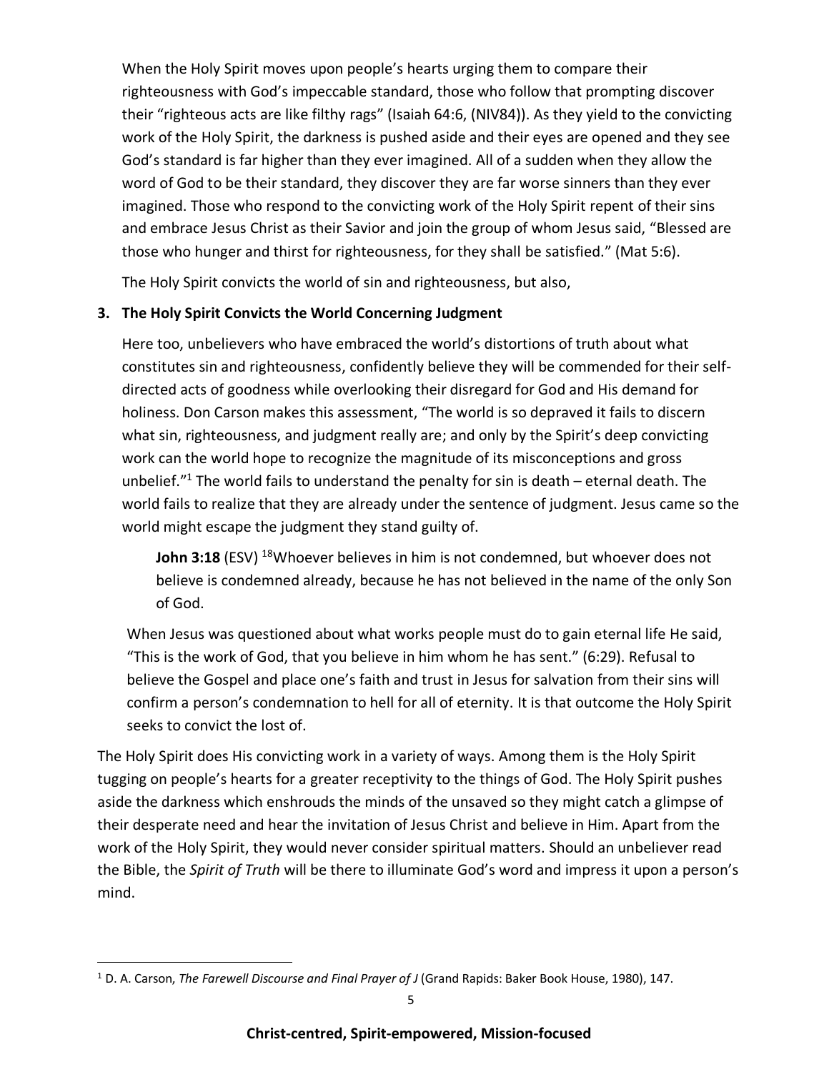When the Holy Spirit moves upon people's hearts urging them to compare their righteousness with God's impeccable standard, those who follow that prompting discover their "righteous acts are like filthy rags" (Isaiah 64:6, (NIV84)). As they yield to the convicting work of the Holy Spirit, the darkness is pushed aside and their eyes are opened and they see God's standard is far higher than they ever imagined. All of a sudden when they allow the word of God to be their standard, they discover they are far worse sinners than they ever imagined. Those who respond to the convicting work of the Holy Spirit repent of their sins and embrace Jesus Christ as their Savior and join the group of whom Jesus said, "Blessed are those who hunger and thirst for righteousness, for they shall be satisfied." (Mat 5:6).

The Holy Spirit convicts the world of sin and righteousness, but also,

### 3. The Holy Spirit Convicts the World Concerning Judgment

Here too, unbelievers who have embraced the world's distortions of truth about what constitutes sin and righteousness, confidently believe they will be commended for their self-directed acts of goodness while overlooking their disregard for God and His demand for holiness. Don Carson makes this assessment, "The world is so depraved it fails to discern what sin, righteousness, and judgment really are; and only by the Spirit's deep convicting work can the world hope to recognize the magnitude of its misconceptions and gross unbelief."[1] The world fails to understand the penalty for sin is death – eternal death. The world fails to realize that they are already under the sentence of judgment. Jesus came so the world might escape the judgment they stand guilty of.

> **John 3:18** (ESV) [18]Whoever believes in him is not condemned, but whoever does not believe is condemned already, because he has not believed in the name of the only Son of God.

When Jesus was questioned about what works people must do to gain eternal life He said, "This is the work of God, that you believe in him whom he has sent." (6:29). Refusal to believe the Gospel and place one's faith and trust in Jesus for salvation from their sins will confirm a person's condemnation to hell for all of eternity. It is that outcome the Holy Spirit seeks to convict the lost of.

The Holy Spirit does His convicting work in a variety of ways. Among them is the Holy Spirit tugging on people's hearts for a greater receptivity to the things of God. The Holy Spirit pushes aside the darkness which enshrouds the minds of the unsaved so they might catch a glimpse of their desperate need and hear the invitation of Jesus Christ and believe in Him. Apart from the work of the Holy Spirit, they would never consider spiritual matters. Should an unbeliever read the Bible, the *Spirit of Truth* will be there to illuminate God's word and impress it upon a person's mind.

---

[1] D. A. Carson, *The Farewell Discourse and Final Prayer of J* (Grand Rapids: Baker Book House, 1980), 147.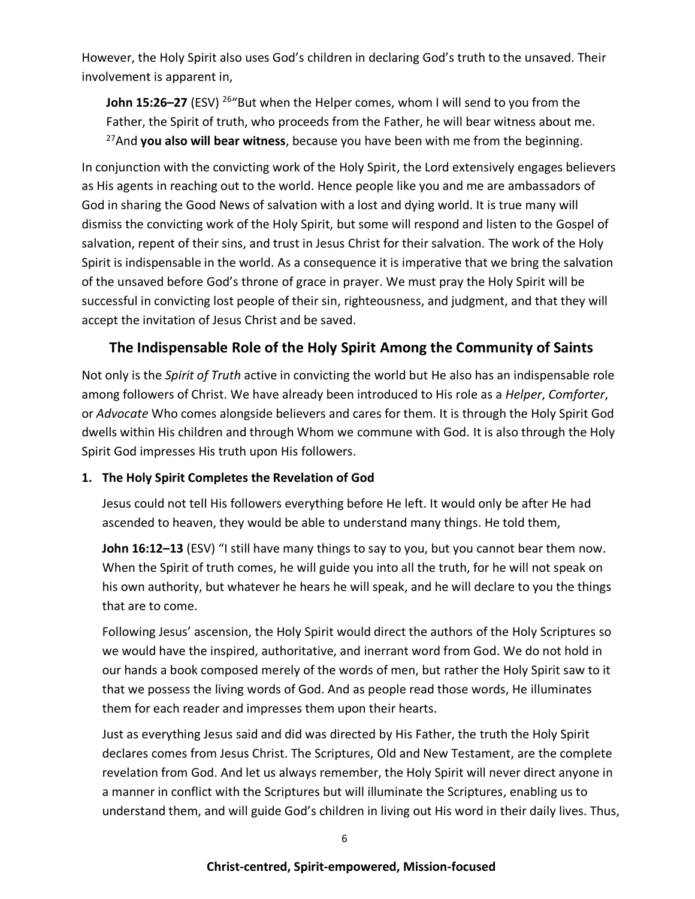However, the Holy Spirit also uses God's children in declaring God's truth to the unsaved. Their involvement is apparent in,

> **John 15:26–27** (ESV) [26]"But when the Helper comes, whom I will send to you from the Father, the Spirit of truth, who proceeds from the Father, he will bear witness about me. [27]And **you also will bear witness**, because you have been with me from the beginning.

In conjunction with the convicting work of the Holy Spirit, the Lord extensively engages believers as His agents in reaching out to the world. Hence people like you and me are ambassadors of God in sharing the Good News of salvation with a lost and dying world. It is true many will dismiss the convicting work of the Holy Spirit, but some will respond and listen to the Gospel of salvation, repent of their sins, and trust in Jesus Christ for their salvation. The work of the Holy Spirit is indispensable in the world. As a consequence it is imperative that we bring the salvation of the unsaved before God's throne of grace in prayer. We must pray the Holy Spirit will be successful in convicting lost people of their sin, righteousness, and judgment, and that they will accept the invitation of Jesus Christ and be saved.

## The Indispensable Role of the Holy Spirit Among the Community of Saints

Not only is the *Spirit of Truth* active in convicting the world but He also has an indispensable role among followers of Christ. We have already been introduced to His role as a *Helper*, *Comforter*, or *Advocate* Who comes alongside believers and cares for them. It is through the Holy Spirit God dwells within His children and through Whom we commune with God. It is also through the Holy Spirit God impresses His truth upon His followers.

**1. The Holy Spirit Completes the Revelation of God**

Jesus could not tell His followers everything before He left. It would only be after He had ascended to heaven, they would be able to understand many things. He told them,

> **John 16:12–13** (ESV) "I still have many things to say to you, but you cannot bear them now. When the Spirit of truth comes, he will guide you into all the truth, for he will not speak on his own authority, but whatever he hears he will speak, and he will declare to you the things that are to come.

Following Jesus' ascension, the Holy Spirit would direct the authors of the Holy Scriptures so we would have the inspired, authoritative, and inerrant word from God. We do not hold in our hands a book composed merely of the words of men, but rather the Holy Spirit saw to it that we possess the living words of God. And as people read those words, He illuminates them for each reader and impresses them upon their hearts.

Just as everything Jesus said and did was directed by His Father, the truth the Holy Spirit declares comes from Jesus Christ. The Scriptures, Old and New Testament, are the complete revelation from God. And let us always remember, the Holy Spirit will never direct anyone in a manner in conflict with the Scriptures but will illuminate the Scriptures, enabling us to understand them, and will guide God's children in living out His word in their daily lives. Thus,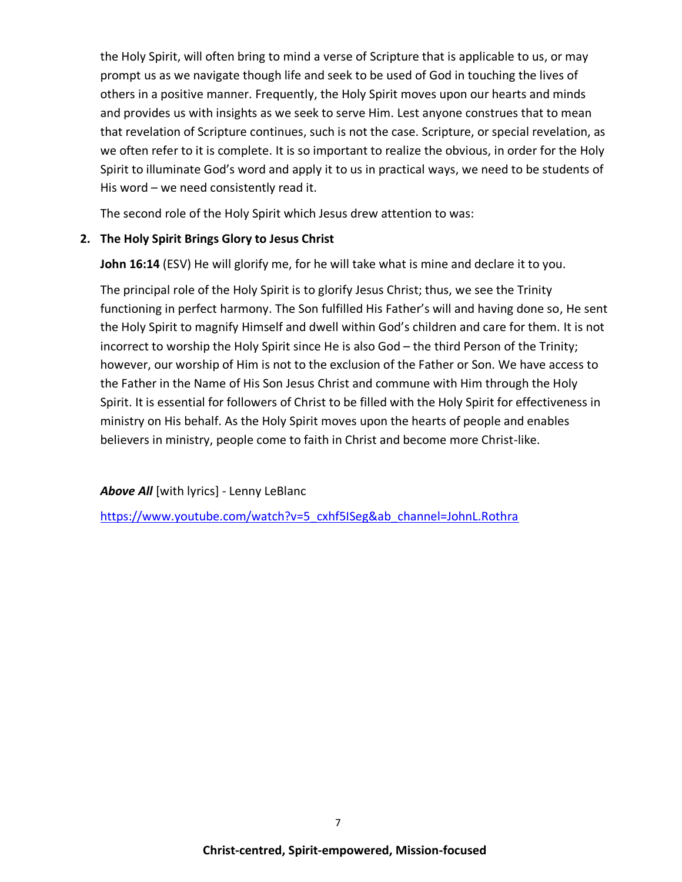the Holy Spirit, will often bring to mind a verse of Scripture that is applicable to us, or may prompt us as we navigate though life and seek to be used of God in touching the lives of others in a positive manner. Frequently, the Holy Spirit moves upon our hearts and minds and provides us with insights as we seek to serve Him. Lest anyone construes that to mean that revelation of Scripture continues, such is not the case. Scripture, or special revelation, as we often refer to it is complete. It is so important to realize the obvious, in order for the Holy Spirit to illuminate God's word and apply it to us in practical ways, we need to be students of His word – we need consistently read it.

The second role of the Holy Spirit which Jesus drew attention to was:

2. **The Holy Spirit Brings Glory to Jesus Christ**

   **John 16:14** (ESV) He will glorify me, for he will take what is mine and declare it to you.

   The principal role of the Holy Spirit is to glorify Jesus Christ; thus, we see the Trinity functioning in perfect harmony. The Son fulfilled His Father's will and having done so, He sent the Holy Spirit to magnify Himself and dwell within God's children and care for them. It is not incorrect to worship the Holy Spirit since He is also God – the third Person of the Trinity; however, our worship of Him is not to the exclusion of the Father or Son. We have access to the Father in the Name of His Son Jesus Christ and commune with Him through the Holy Spirit. It is essential for followers of Christ to be filled with the Holy Spirit for effectiveness in ministry on His behalf. As the Holy Spirit moves upon the hearts of people and enables believers in ministry, people come to faith in Christ and become more Christ-like.

***Above All*** [with lyrics] - Lenny LeBlanc

https://www.youtube.com/watch?v=5_cxhf5ISeg&ab_channel=JohnL.Rothra

**Christ-centred, Spirit-empowered, Mission-focused**